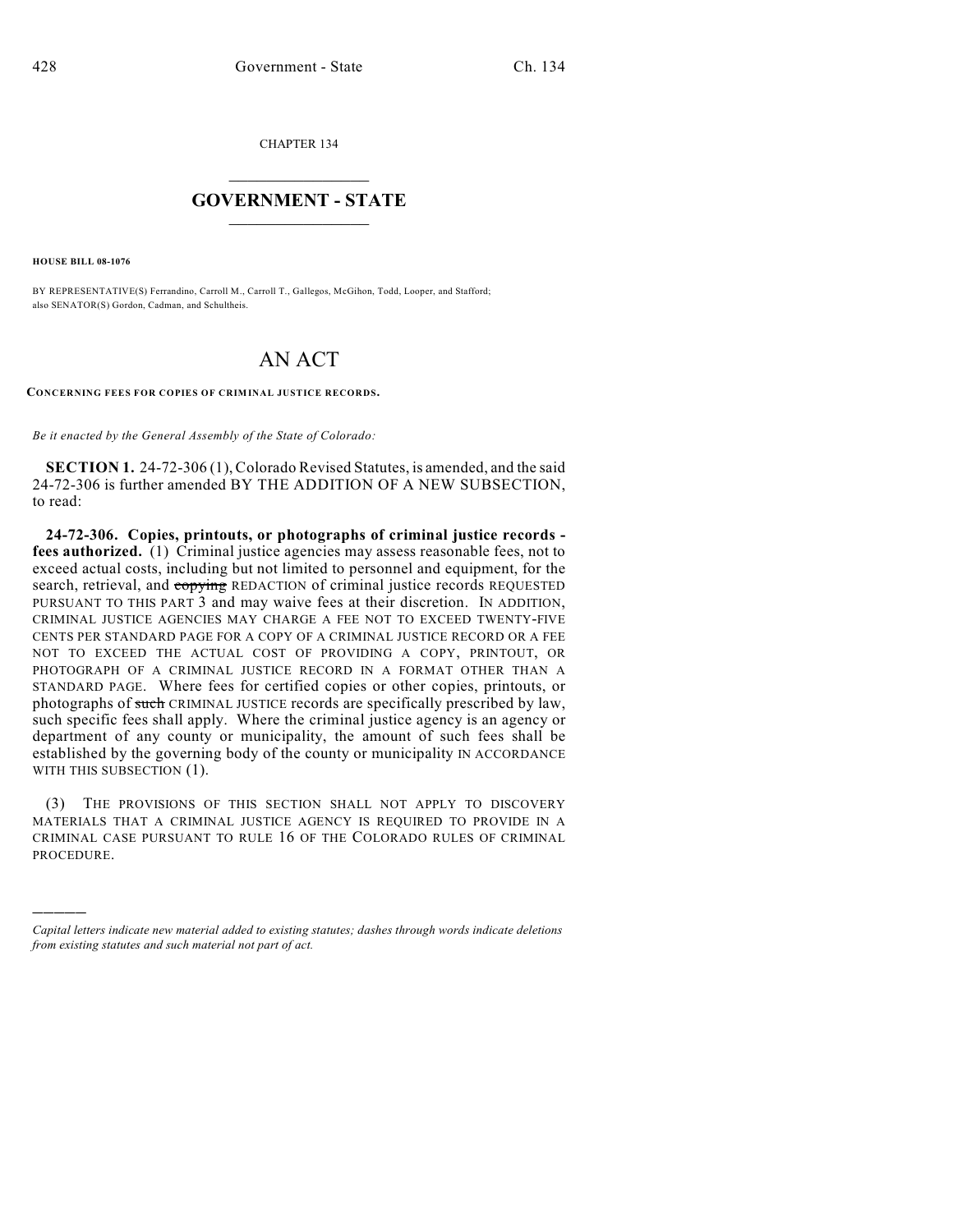CHAPTER 134

# GOVERNMENT - STATE

**HOUSE BILL 08-1076**

BY REPRESENTATIVE(S) Ferrandino, Carroll M., Carroll T., Gallegos, McGihon, Todd, Looper, and Stafford; also SENATOR(S) Gordon, Cadman, and Schultheis.

# AN ACT

**CONCERNING FEES FOR COPIES OF CRIMINAL JUSTICE RECORDS.**

*Be it enacted by the General Assembly of the State of Colorado:*

**SECTION 1.** 24-72-306 (1), Colorado Revised Statutes, is amended, and the said 24-72-306 is further amended BY THE ADDITION OF A NEW SUBSECTION, to read:

**24-72-306. Copies, printouts, or photographs of criminal justice records - fees authorized.** (1) Criminal justice agencies may assess reasonable fees, not to exceed actual costs, including but not limited to personnel and equipment, for the search, retrieval, and ~~copying~~ REDACTION of criminal justice records REQUESTED PURSUANT TO THIS PART 3 and may waive fees at their discretion. IN ADDITION, CRIMINAL JUSTICE AGENCIES MAY CHARGE A FEE NOT TO EXCEED TWENTY-FIVE CENTS PER STANDARD PAGE FOR A COPY OF A CRIMINAL JUSTICE RECORD OR A FEE NOT TO EXCEED THE ACTUAL COST OF PROVIDING A COPY, PRINTOUT, OR PHOTOGRAPH OF A CRIMINAL JUSTICE RECORD IN A FORMAT OTHER THAN A STANDARD PAGE. Where fees for certified copies or other copies, printouts, or photographs of ~~such~~ CRIMINAL JUSTICE records are specifically prescribed by law, such specific fees shall apply. Where the criminal justice agency is an agency or department of any county or municipality, the amount of such fees shall be established by the governing body of the county or municipality IN ACCORDANCE WITH THIS SUBSECTION (1).

(3) THE PROVISIONS OF THIS SECTION SHALL NOT APPLY TO DISCOVERY MATERIALS THAT A CRIMINAL JUSTICE AGENCY IS REQUIRED TO PROVIDE IN A CRIMINAL CASE PURSUANT TO RULE 16 OF THE COLORADO RULES OF CRIMINAL PROCEDURE.

---

*Capital letters indicate new material added to existing statutes; dashes through words indicate deletions from existing statutes and such material not part of act.*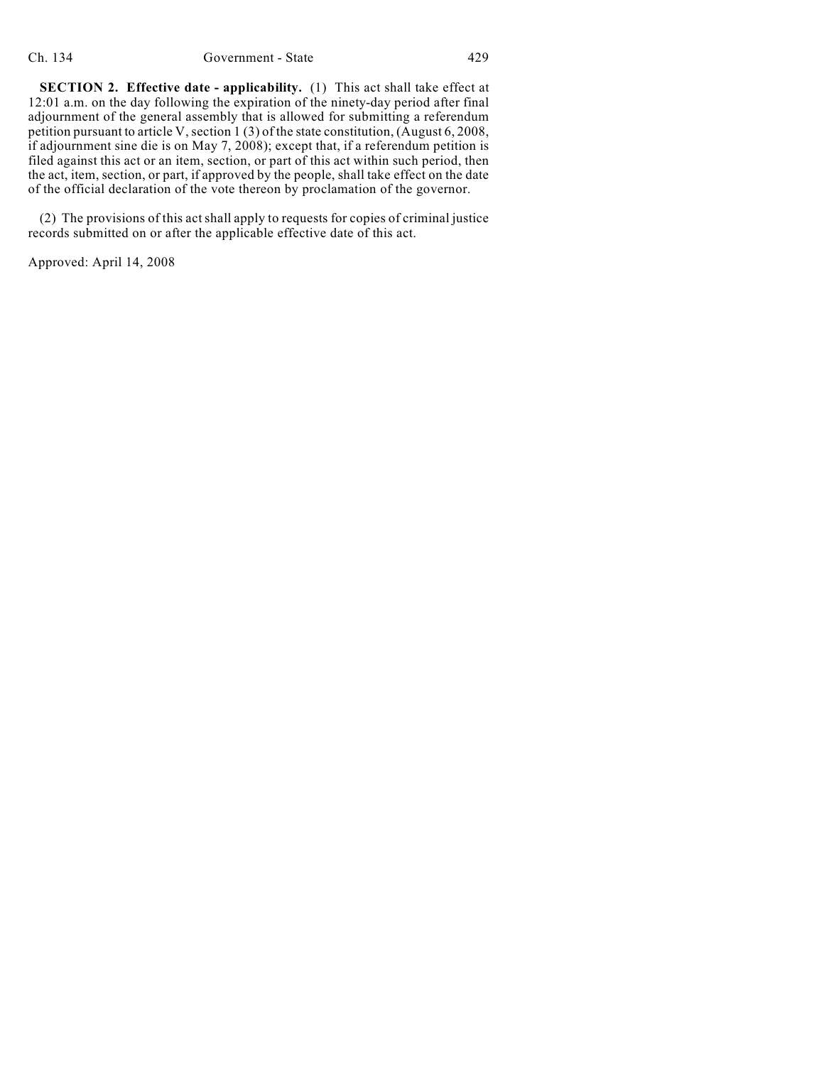**SECTION 2. Effective date - applicability.** (1) This act shall take effect at 12:01 a.m. on the day following the expiration of the ninety-day period after final adjournment of the general assembly that is allowed for submitting a referendum petition pursuant to article V, section 1 (3) of the state constitution, (August 6, 2008, if adjournment sine die is on May 7, 2008); except that, if a referendum petition is filed against this act or an item, section, or part of this act within such period, then the act, item, section, or part, if approved by the people, shall take effect on the date of the official declaration of the vote thereon by proclamation of the governor.

(2) The provisions of this act shall apply to requests for copies of criminal justice records submitted on or after the applicable effective date of this act.

Approved: April 14, 2008